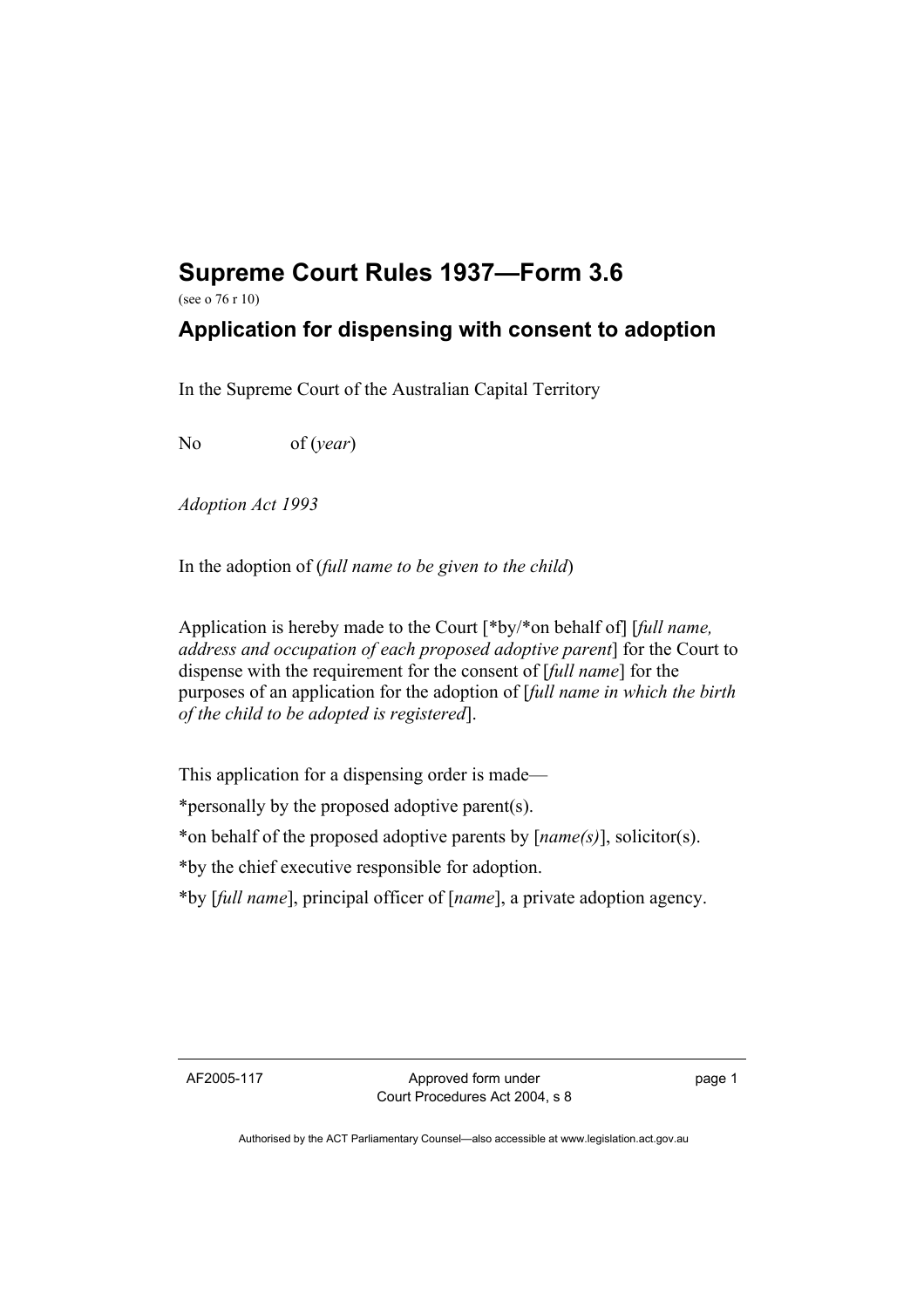# Supreme Court Rules 1937—Form 3.6

(see o 76 r 10)

## Application for dispensing with consent to adoption

In the Supreme Court of the Australian Capital Territory

No        of (*year*)

*Adoption Act 1993*

In the adoption of (*full name to be given to the child*)

Application is hereby made to the Court [*by/*on behalf of] [*full name, address and occupation of each proposed adoptive parent*] for the Court to dispense with the requirement for the consent of [*full name*] for the purposes of an application for the adoption of [*full name in which the birth of the child to be adopted is registered*].

This application for a dispensing order is made—

*personally by the proposed adoptive parent(s).

*on behalf of the proposed adoptive parents by [*name(s)*], solicitor(s).

*by the chief executive responsible for adoption.

*by [*full name*], principal officer of [*name*], a private adoption agency.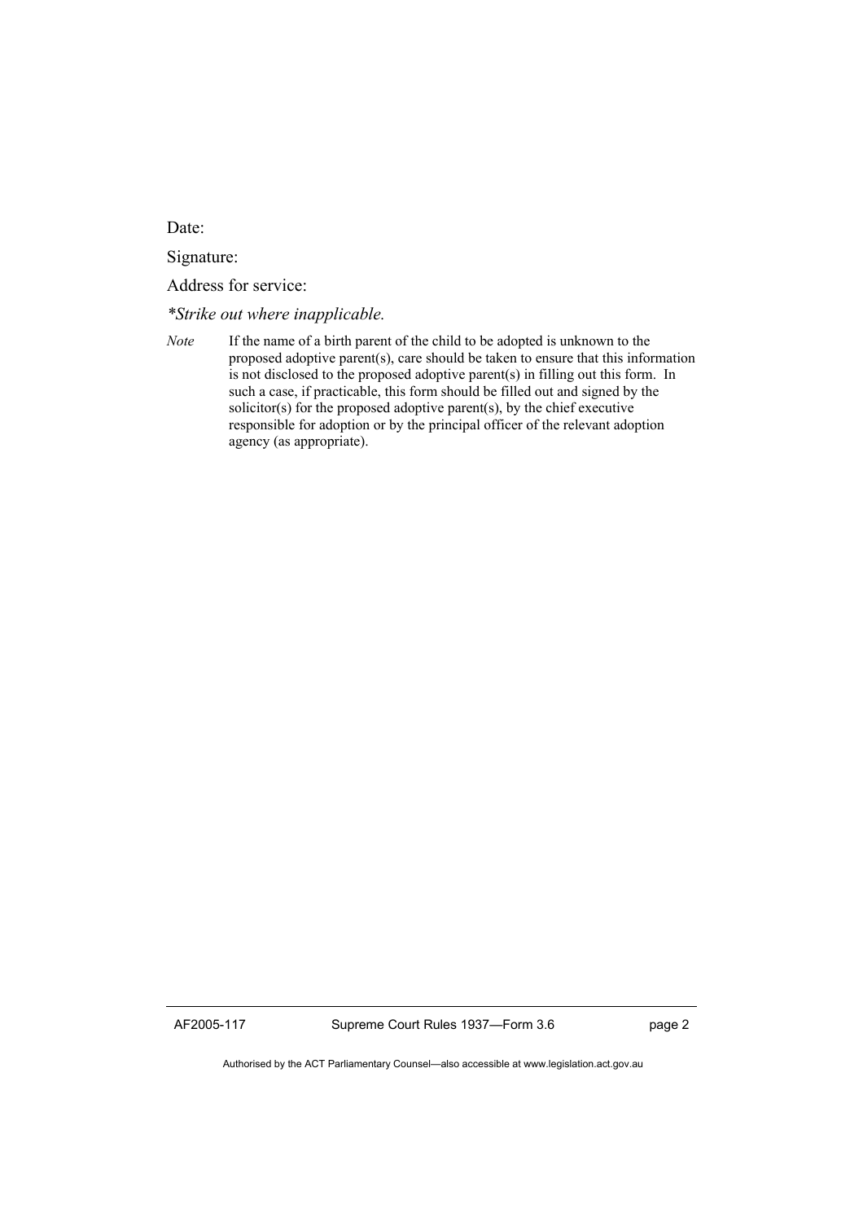Date:

Signature:

Address for service:

*\*Strike out where inapplicable.*

*Note* If the name of a birth parent of the child to be adopted is unknown to the proposed adoptive parent(s), care should be taken to ensure that this information is not disclosed to the proposed adoptive parent(s) in filling out this form. In such a case, if practicable, this form should be filled out and signed by the solicitor(s) for the proposed adoptive parent(s), by the chief executive responsible for adoption or by the principal officer of the relevant adoption agency (as appropriate).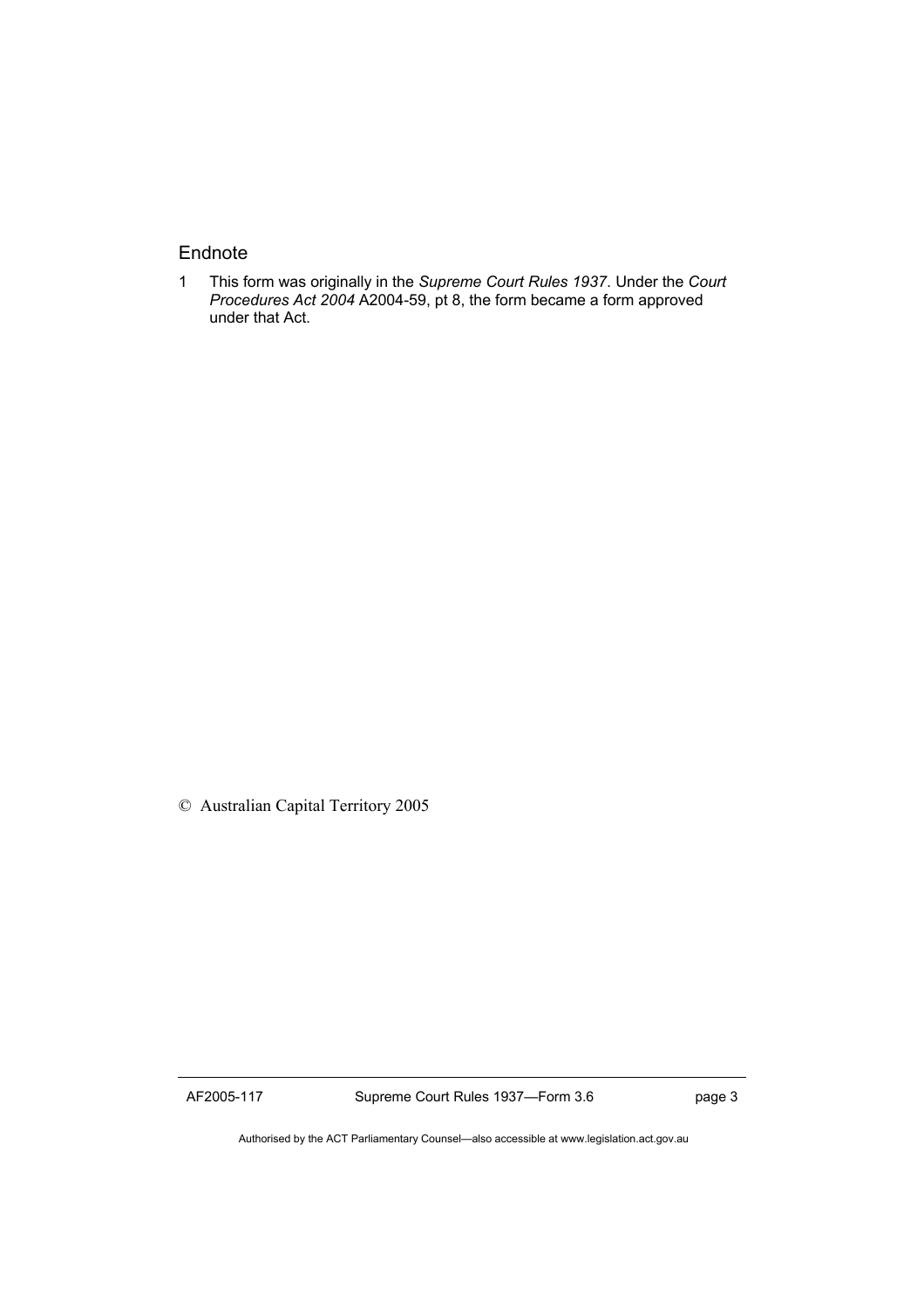## Endnote

1 This form was originally in the *Supreme Court Rules 1937*. Under the *Court Procedures Act 2004* A2004-59, pt 8, the form became a form approved under that Act.

© Australian Capital Territory 2005